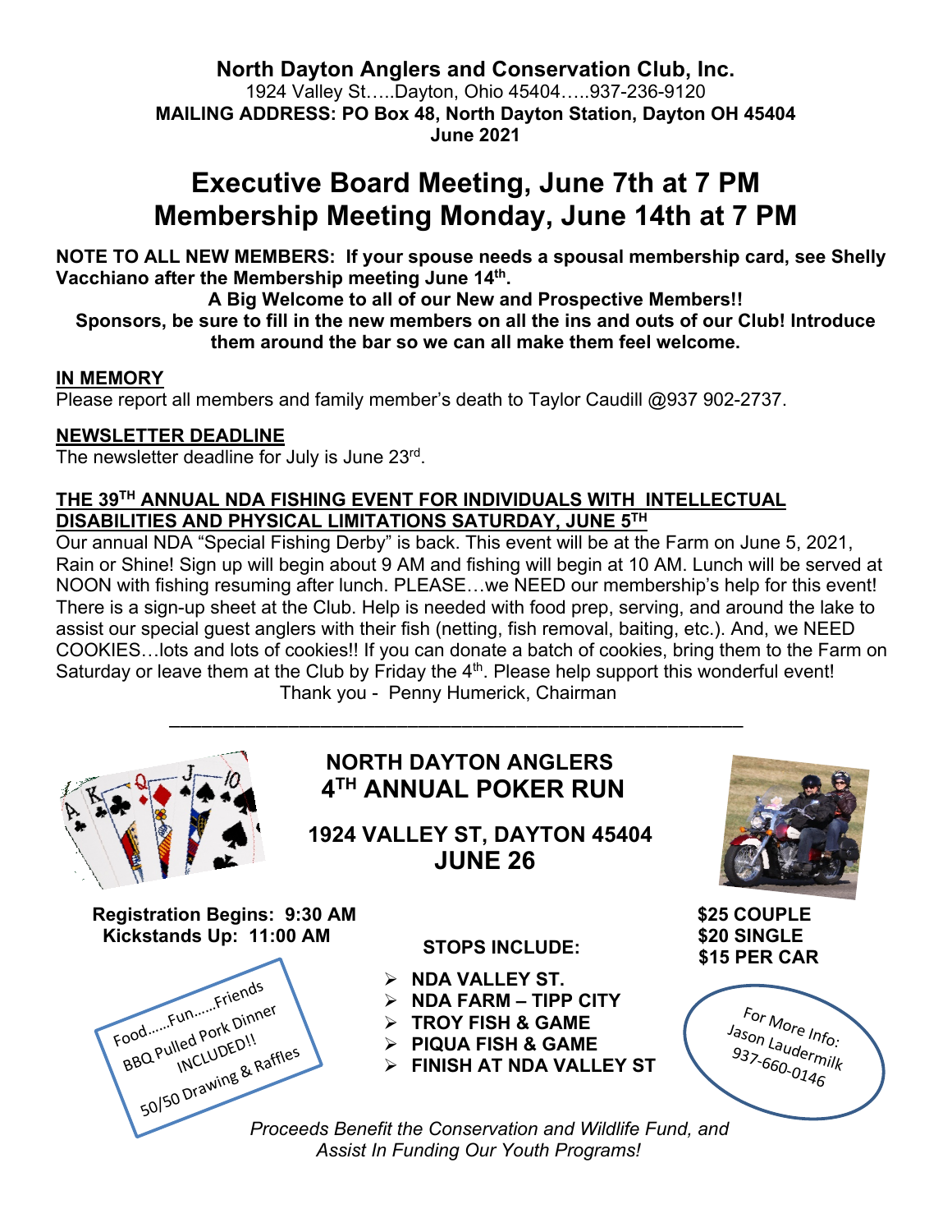**North Dayton Anglers and Conservation Club, Inc.**
1924 Valley St…..Dayton, Ohio 45404…..937-236-9120
**MAILING ADDRESS: PO Box 48, North Dayton Station, Dayton OH 45404**
**June 2021**

# Executive Board Meeting, June 7th at 7 PM
# Membership Meeting Monday, June 14th at 7 PM

**NOTE TO ALL NEW MEMBERS: If your spouse needs a spousal membership card, see Shelly Vacchiano after the Membership meeting June 14th.**

**A Big Welcome to all of our New and Prospective Members!!**

**Sponsors, be sure to fill in the new members on all the ins and outs of our Club! Introduce them around the bar so we can all make them feel welcome.**

**IN MEMORY**

Please report all members and family member's death to Taylor Caudill @937 902-2737.

**NEWSLETTER DEADLINE**

The newsletter deadline for July is June 23rd.

**THE 39TH ANNUAL NDA FISHING EVENT FOR INDIVIDUALS WITH INTELLECTUAL DISABILITIES AND PHYSICAL LIMITATIONS SATURDAY, JUNE 5TH**

Our annual NDA "Special Fishing Derby" is back. This event will be at the Farm on June 5, 2021, Rain or Shine! Sign up will begin about 9 AM and fishing will begin at 10 AM. Lunch will be served at NOON with fishing resuming after lunch. PLEASE…we NEED our membership's help for this event! There is a sign-up sheet at the Club. Help is needed with food prep, serving, and around the lake to assist our special guest anglers with their fish (netting, fish removal, baiting, etc.). And, we NEED COOKIES…lots and lots of cookies!! If you can donate a batch of cookies, bring them to the Farm on Saturday or leave them at the Club by Friday the 4th. Please help support this wonderful event!

Thank you - Penny Humerick, Chairman

---

## NORTH DAYTON ANGLERS 4TH ANNUAL POKER RUN

**1924 VALLEY ST, DAYTON 45404**
**JUNE 26**

**Registration Begins: 9:30 AM**
**Kickstands Up: 11:00 AM**

**$25 COUPLE**
**$20 SINGLE**
**$15 PER CAR**

**STOPS INCLUDE:**

- **NDA VALLEY ST.**
- **NDA FARM – TIPP CITY**
- **TROY FISH & GAME**
- **PIQUA FISH & GAME**
- **FINISH AT NDA VALLEY ST**

Food……Fun……Friends
BBQ Pulled Pork Dinner INCLUDED!!
50/50 Drawing & Raffles

For More Info:
Jason Laudermilk
937-660-0146

*Proceeds Benefit the Conservation and Wildlife Fund, and Assist In Funding Our Youth Programs!*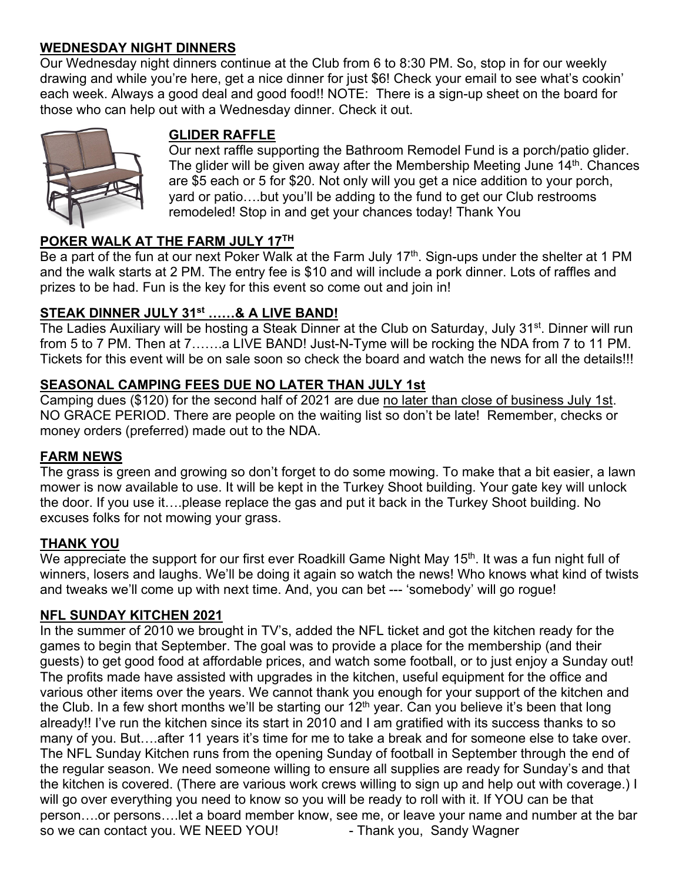## WEDNESDAY NIGHT DINNERS

Our Wednesday night dinners continue at the Club from 6 to 8:30 PM. So, stop in for our weekly drawing and while you're here, get a nice dinner for just $6! Check your email to see what's cookin' each week. Always a good deal and good food!! NOTE: There is a sign-up sheet on the board for those who can help out with a Wednesday dinner. Check it out.

## GLIDER RAFFLE

Our next raffle supporting the Bathroom Remodel Fund is a porch/patio glider. The glider will be given away after the Membership Meeting June 14th. Chances are $5 each or 5 for $20. Not only will you get a nice addition to your porch, yard or patio….but you'll be adding to the fund to get our Club restrooms remodeled! Stop in and get your chances today! Thank You

## POKER WALK AT THE FARM JULY 17TH

Be a part of the fun at our next Poker Walk at the Farm July 17th. Sign-ups under the shelter at 1 PM and the walk starts at 2 PM. The entry fee is $10 and will include a pork dinner. Lots of raffles and prizes to be had. Fun is the key for this event so come out and join in!

## STEAK DINNER JULY 31st ……& A LIVE BAND!

The Ladies Auxiliary will be hosting a Steak Dinner at the Club on Saturday, July 31st. Dinner will run from 5 to 7 PM. Then at 7…….a LIVE BAND! Just-N-Tyme will be rocking the NDA from 7 to 11 PM. Tickets for this event will be on sale soon so check the board and watch the news for all the details!!!

## SEASONAL CAMPING FEES DUE NO LATER THAN JULY 1st

Camping dues ($120) for the second half of 2021 are due no later than close of business July 1st. NO GRACE PERIOD. There are people on the waiting list so don't be late! Remember, checks or money orders (preferred) made out to the NDA.

## FARM NEWS

The grass is green and growing so don't forget to do some mowing. To make that a bit easier, a lawn mower is now available to use. It will be kept in the Turkey Shoot building. Your gate key will unlock the door. If you use it….please replace the gas and put it back in the Turkey Shoot building. No excuses folks for not mowing your grass.

## THANK YOU

We appreciate the support for our first ever Roadkill Game Night May 15th. It was a fun night full of winners, losers and laughs. We'll be doing it again so watch the news! Who knows what kind of twists and tweaks we'll come up with next time. And, you can bet --- 'somebody' will go rogue!

## NFL SUNDAY KITCHEN 2021

In the summer of 2010 we brought in TV's, added the NFL ticket and got the kitchen ready for the games to begin that September. The goal was to provide a place for the membership (and their guests) to get good food at affordable prices, and watch some football, or to just enjoy a Sunday out! The profits made have assisted with upgrades in the kitchen, useful equipment for the office and various other items over the years. We cannot thank you enough for your support of the kitchen and the Club. In a few short months we'll be starting our 12th year. Can you believe it's been that long already!! I've run the kitchen since its start in 2010 and I am gratified with its success thanks to so many of you. But….after 11 years it's time for me to take a break and for someone else to take over. The NFL Sunday Kitchen runs from the opening Sunday of football in September through the end of the regular season. We need someone willing to ensure all supplies are ready for Sunday's and that the kitchen is covered. (There are various work crews willing to sign up and help out with coverage.) I will go over everything you need to know so you will be ready to roll with it. If YOU can be that person….or persons….let a board member know, see me, or leave your name and number at the bar so we can contact you. WE NEED YOU! - Thank you, Sandy Wagner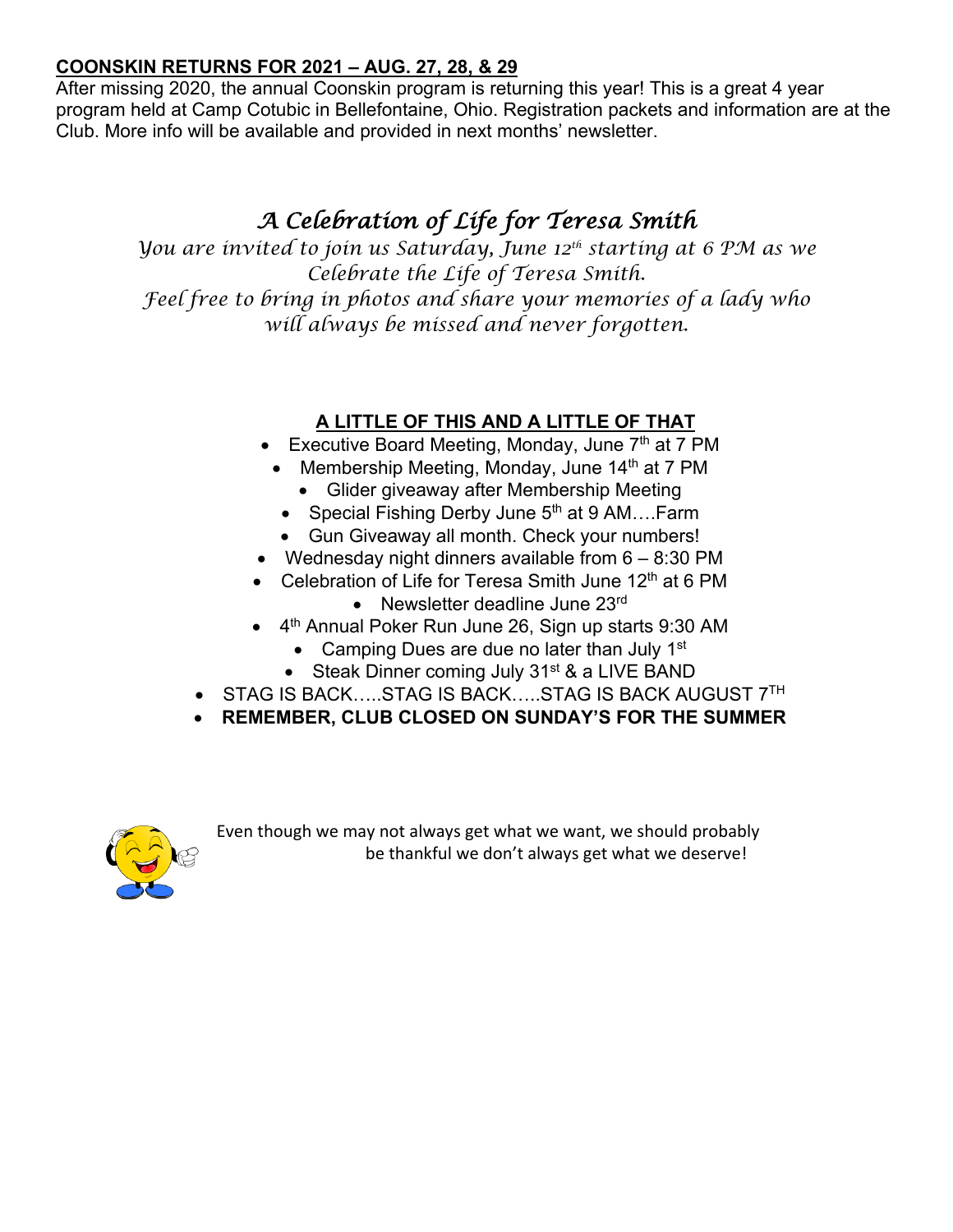**COONSKIN RETURNS FOR 2021 – AUG. 27, 28, & 29**

After missing 2020, the annual Coonskin program is returning this year! This is a great 4 year program held at Camp Cotubic in Bellefontaine, Ohio. Registration packets and information are at the Club. More info will be available and provided in next months' newsletter.

## *A Celebration of Life for Teresa Smith*

*You are invited to join us Saturday, June 12th starting at 6 PM as we Celebrate the Life of Teresa Smith.*

*Feel free to bring in photos and share your memories of a lady who will always be missed and never forgotten.*

**A LITTLE OF THIS AND A LITTLE OF THAT**

- Executive Board Meeting, Monday, June 7th at 7 PM
- Membership Meeting, Monday, June 14th at 7 PM
- Glider giveaway after Membership Meeting
- Special Fishing Derby June 5th at 9 AM….Farm
- Gun Giveaway all month. Check your numbers!
- Wednesday night dinners available from 6 – 8:30 PM
- Celebration of Life for Teresa Smith June 12th at 6 PM
- Newsletter deadline June 23rd
- 4th Annual Poker Run June 26, Sign up starts 9:30 AM
- Camping Dues are due no later than July 1st
- Steak Dinner coming July 31st & a LIVE BAND
- STAG IS BACK…..STAG IS BACK…..STAG IS BACK AUGUST 7TH
- **REMEMBER, CLUB CLOSED ON SUNDAY'S FOR THE SUMMER**

Even though we may not always get what we want, we should probably be thankful we don't always get what we deserve!